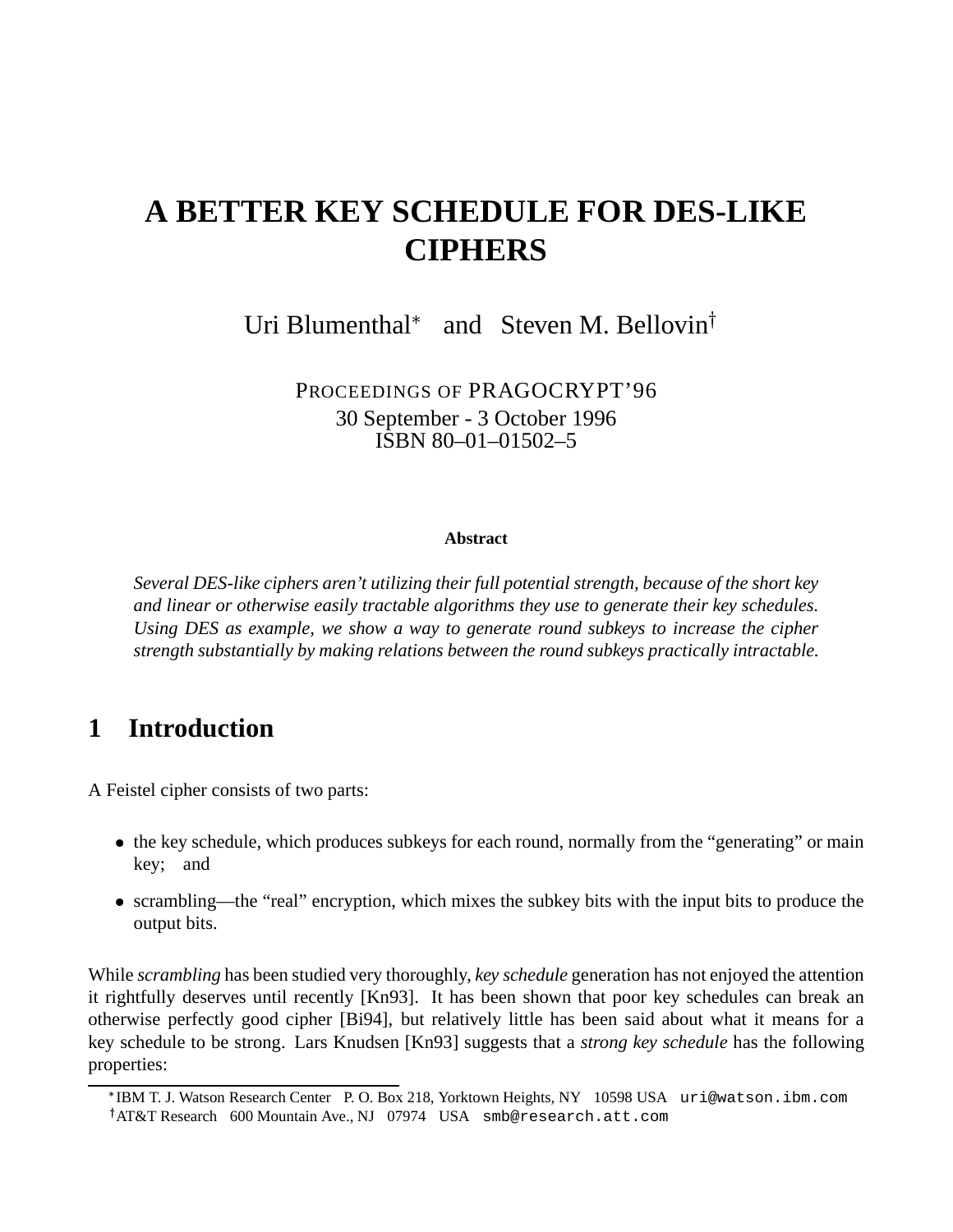# A BETTER KEY SCHEDULE FOR DES-LIKE CIPHERS

Uri Blumenthal* and Steven M. Bellovin†

PROCEEDINGS OF PRAGOCRYPT'96
30 September - 3 October 1996
ISBN 80–01–01502–5

**Abstract**

*Several DES-like ciphers aren't utilizing their full potential strength, because of the short key and linear or otherwise easily tractable algorithms they use to generate their key schedules. Using DES as example, we show a way to generate round subkeys to increase the cipher strength substantially by making relations between the round subkeys practically intractable.*

## 1 Introduction

A Feistel cipher consists of two parts:

- the key schedule, which produces subkeys for each round, normally from the "generating" or main key; and
- scrambling—the "real" encryption, which mixes the subkey bits with the input bits to produce the output bits.

While *scrambling* has been studied very thoroughly, *key schedule* generation has not enjoyed the attention it rightfully deserves until recently [Kn93]. It has been shown that poor key schedules can break an otherwise perfectly good cipher [Bi94], but relatively little has been said about what it means for a key schedule to be strong. Lars Knudsen [Kn93] suggests that a *strong key schedule* has the following properties:

---

*IBM T. J. Watson Research Center P. O. Box 218, Yorktown Heights, NY 10598 USA `uri@watson.ibm.com`

†AT&T Research 600 Mountain Ave., NJ 07974 USA `smb@research.att.com`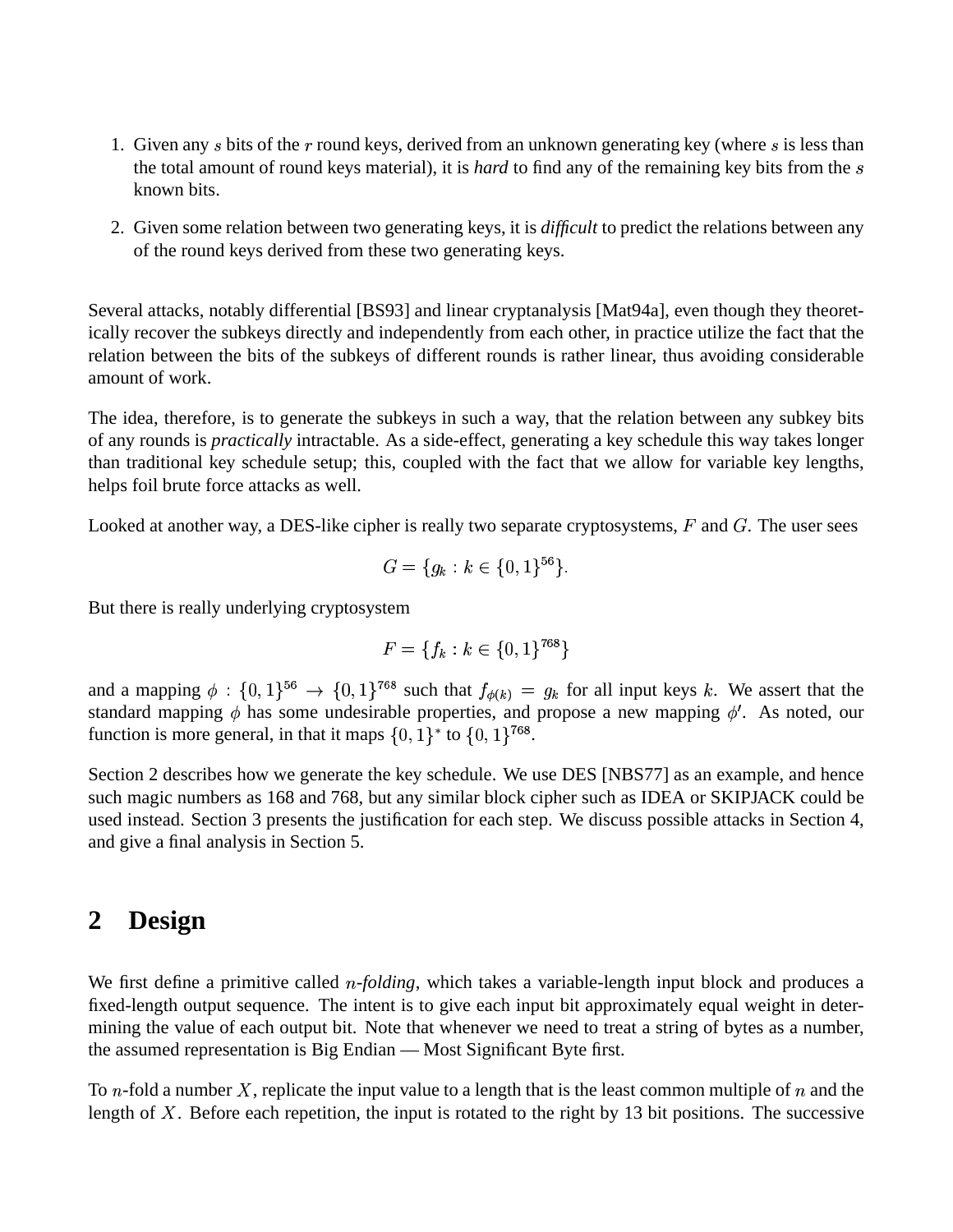1. Given any $s$ bits of the $r$ round keys, derived from an unknown generating key (where $s$ is less than the total amount of round keys material), it is *hard* to find any of the remaining key bits from the $s$ known bits.
2. Given some relation between two generating keys, it is *difficult* to predict the relations between any of the round keys derived from these two generating keys.

Several attacks, notably differential [BS93] and linear cryptanalysis [Mat94a], even though they theoretically recover the subkeys directly and independently from each other, in practice utilize the fact that the relation between the bits of the subkeys of different rounds is rather linear, thus avoiding considerable amount of work.

The idea, therefore, is to generate the subkeys in such a way, that the relation between any subkey bits of any rounds is *practically* intractable. As a side-effect, generating a key schedule this way takes longer than traditional key schedule setup; this, coupled with the fact that we allow for variable key lengths, helps foil brute force attacks as well.

Looked at another way, a DES-like cipher is really two separate cryptosystems, $F$ and $G$. The user sees

$$G = \{g_k : k \in \{0,1\}^{56}\}.$$

But there is really underlying cryptosystem

$$F = \{f_k : k \in \{0,1\}^{768}\}$$

and a mapping $\phi : \{0,1\}^{56} \rightarrow \{0,1\}^{768}$ such that $f_{\phi(k)} = g_k$ for all input keys $k$. We assert that the standard mapping $\phi$ has some undesirable properties, and propose a new mapping $\phi'$. As noted, our function is more general, in that it maps $\{0,1\}^*$ to $\{0,1\}^{768}$.

Section 2 describes how we generate the key schedule. We use DES [NBS77] as an example, and hence such magic numbers as 168 and 768, but any similar block cipher such as IDEA or SKIPJACK could be used instead. Section 3 presents the justification for each step. We discuss possible attacks in Section 4, and give a final analysis in Section 5.

## 2 Design

We first define a primitive called *$n$-folding*, which takes a variable-length input block and produces a fixed-length output sequence. The intent is to give each input bit approximately equal weight in determining the value of each output bit. Note that whenever we need to treat a string of bytes as a number, the assumed representation is Big Endian — Most Significant Byte first.

To $n$-fold a number $X$, replicate the input value to a length that is the least common multiple of $n$ and the length of $X$. Before each repetition, the input is rotated to the right by 13 bit positions. The successive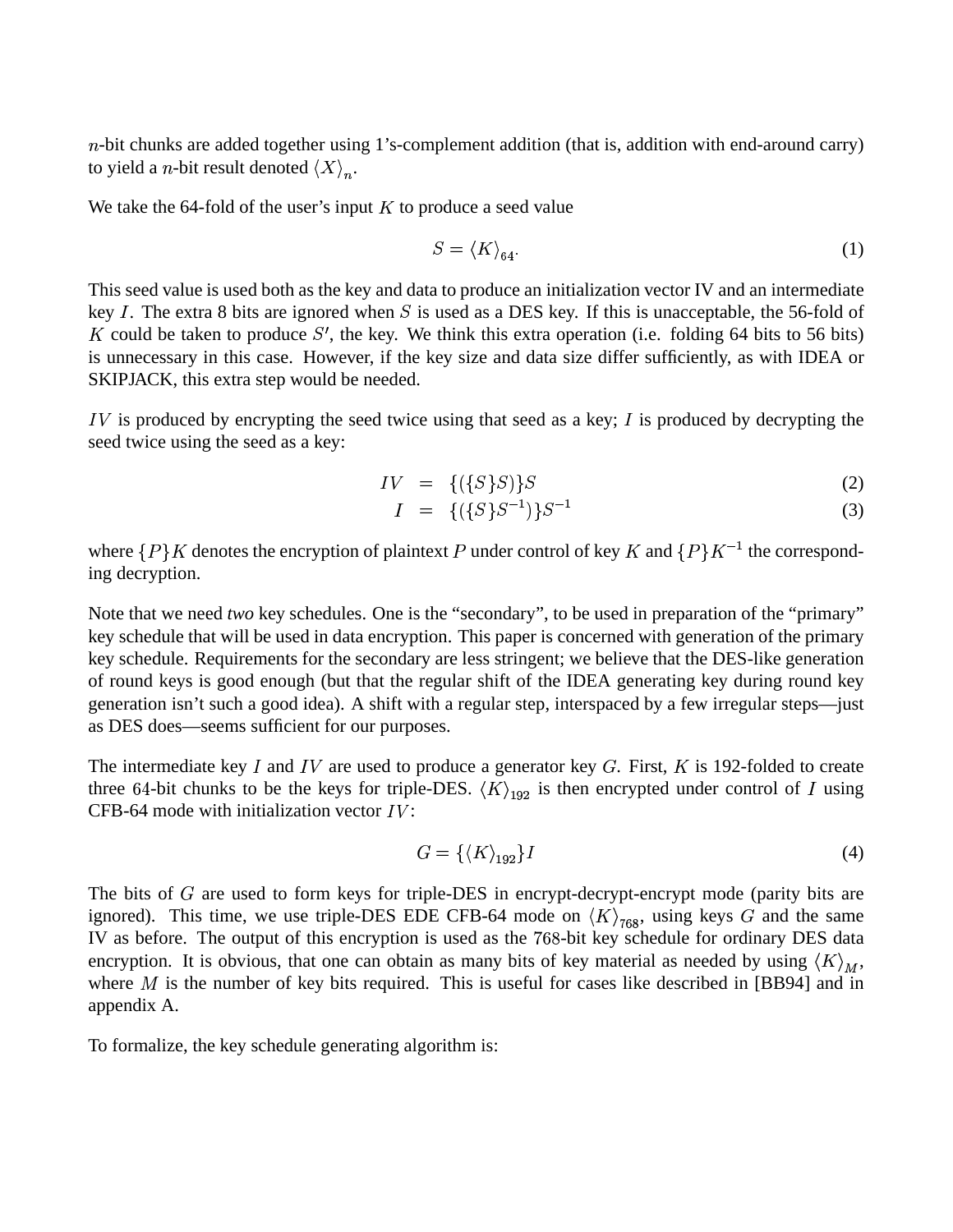$n$-bit chunks are added together using 1's-complement addition (that is, addition with end-around carry) to yield a $n$-bit result denoted $\langle X \rangle_n$.

We take the 64-fold of the user's input $K$ to produce a seed value

$$S = \langle K \rangle_{64}. \tag{1}$$

This seed value is used both as the key and data to produce an initialization vector IV and an intermediate key $I$. The extra 8 bits are ignored when $S$ is used as a DES key. If this is unacceptable, the 56-fold of $K$ could be taken to produce $S'$, the key. We think this extra operation (i.e. folding 64 bits to 56 bits) is unnecessary in this case. However, if the key size and data size differ sufficiently, as with IDEA or SKIPJACK, this extra step would be needed.

$IV$ is produced by encrypting the seed twice using that seed as a key; $I$ is produced by decrypting the seed twice using the seed as a key:

$$IV = \{(\{S\}S)\}S \tag{2}$$

$$I = \{(\{S\}S^{-1})\}S^{-1} \tag{3}$$

where $\{P\}K$ denotes the encryption of plaintext $P$ under control of key $K$ and $\{P\}K^{-1}$ the corresponding decryption.

Note that we need *two* key schedules. One is the "secondary", to be used in preparation of the "primary" key schedule that will be used in data encryption. This paper is concerned with generation of the primary key schedule. Requirements for the secondary are less stringent; we believe that the DES-like generation of round keys is good enough (but that the regular shift of the IDEA generating key during round key generation isn't such a good idea). A shift with a regular step, interspaced by a few irregular steps—just as DES does—seems sufficient for our purposes.

The intermediate key $I$ and $IV$ are used to produce a generator key $G$. First, $K$ is 192-folded to create three 64-bit chunks to be the keys for triple-DES. $\langle K \rangle_{192}$ is then encrypted under control of $I$ using CFB-64 mode with initialization vector $IV$:

$$G = \{\langle K \rangle_{192}\}I \tag{4}$$

The bits of $G$ are used to form keys for triple-DES in encrypt-decrypt-encrypt mode (parity bits are ignored). This time, we use triple-DES EDE CFB-64 mode on $\langle K \rangle_{768}$, using keys $G$ and the same IV as before. The output of this encryption is used as the 768-bit key schedule for ordinary DES data encryption. It is obvious, that one can obtain as many bits of key material as needed by using $\langle K \rangle_M$, where $M$ is the number of key bits required. This is useful for cases like described in [BB94] and in appendix A.

To formalize, the key schedule generating algorithm is: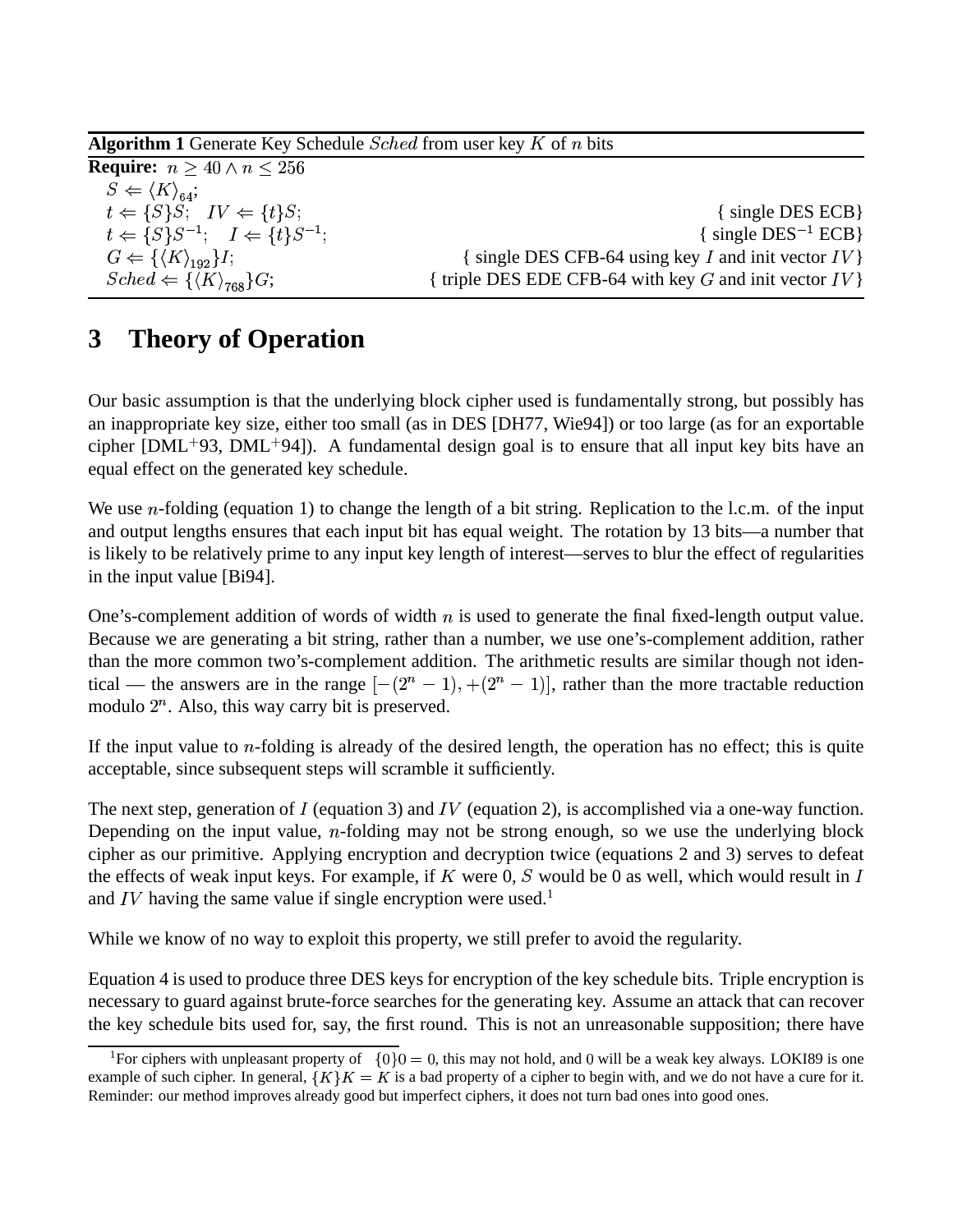**Algorithm 1** Generate Key Schedule $Sched$ from user key $K$ of $n$ bits

**Require:** $n \geq 40 \wedge n \leq 256$

$S \Leftarrow \langle K \rangle_{64}$;

$t \Leftarrow \{S\}S$; $IV \Leftarrow \{t\}S$; { single DES ECB}

$t \Leftarrow \{S\}S^{-1}$; $I \Leftarrow \{t\}S^{-1}$; { single DES$^{-1}$ ECB}

$G \Leftarrow \{\langle K \rangle_{192}\}I$; { single DES CFB-64 using key $I$ and init vector $IV$}

$Sched \Leftarrow \{\langle K \rangle_{768}\}G$; { triple DES EDE CFB-64 with key $G$ and init vector $IV$}

# 3 Theory of Operation

Our basic assumption is that the underlying block cipher used is fundamentally strong, but possibly has an inappropriate key size, either too small (as in DES [DH77, Wie94]) or too large (as for an exportable cipher [DML+93, DML+94]). A fundamental design goal is to ensure that all input key bits have an equal effect on the generated key schedule.

We use $n$-folding (equation 1) to change the length of a bit string. Replication to the l.c.m. of the input and output lengths ensures that each input bit has equal weight. The rotation by 13 bits—a number that is likely to be relatively prime to any input key length of interest—serves to blur the effect of regularities in the input value [Bi94].

One's-complement addition of words of width $n$ is used to generate the final fixed-length output value. Because we are generating a bit string, rather than a number, we use one's-complement addition, rather than the more common two's-complement addition. The arithmetic results are similar though not identical — the answers are in the range $[-(2^n - 1), +(2^n - 1)]$, rather than the more tractable reduction modulo $2^n$. Also, this way carry bit is preserved.

If the input value to $n$-folding is already of the desired length, the operation has no effect; this is quite acceptable, since subsequent steps will scramble it sufficiently.

The next step, generation of $I$ (equation 3) and $IV$ (equation 2), is accomplished via a one-way function. Depending on the input value, $n$-folding may not be strong enough, so we use the underlying block cipher as our primitive. Applying encryption and decryption twice (equations 2 and 3) serves to defeat the effects of weak input keys. For example, if $K$ were 0, $S$ would be 0 as well, which would result in $I$ and $IV$ having the same value if single encryption were used.[1]

While we know of no way to exploit this property, we still prefer to avoid the regularity.

Equation 4 is used to produce three DES keys for encryption of the key schedule bits. Triple encryption is necessary to guard against brute-force searches for the generating key. Assume an attack that can recover the key schedule bits used for, say, the first round. This is not an unreasonable supposition; there have

[1]For ciphers with unpleasant property of $\{0\}0 = 0$, this may not hold, and 0 will be a weak key always. LOKI89 is one example of such cipher. In general, $\{K\}K = K$ is a bad property of a cipher to begin with, and we do not have a cure for it. Reminder: our method improves already good but imperfect ciphers, it does not turn bad ones into good ones.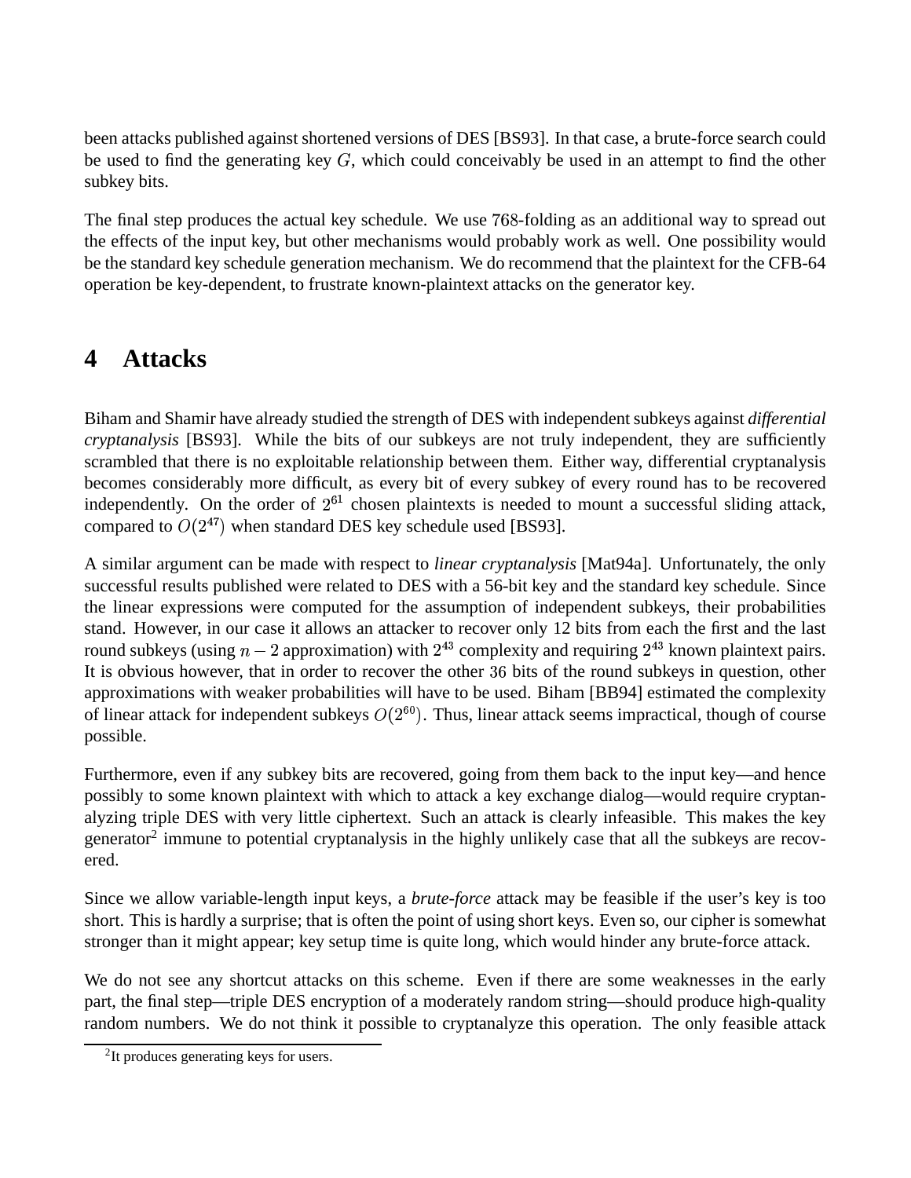been attacks published against shortened versions of DES [BS93]. In that case, a brute-force search could be used to find the generating key $G$, which could conceivably be used in an attempt to find the other subkey bits.

The final step produces the actual key schedule. We use 768-folding as an additional way to spread out the effects of the input key, but other mechanisms would probably work as well. One possibility would be the standard key schedule generation mechanism. We do recommend that the plaintext for the CFB-64 operation be key-dependent, to frustrate known-plaintext attacks on the generator key.

# 4 Attacks

Biham and Shamir have already studied the strength of DES with independent subkeys against *differential cryptanalysis* [BS93]. While the bits of our subkeys are not truly independent, they are sufficiently scrambled that there is no exploitable relationship between them. Either way, differential cryptanalysis becomes considerably more difficult, as every bit of every subkey of every round has to be recovered independently. On the order of $2^{61}$ chosen plaintexts is needed to mount a successful sliding attack, compared to $O(2^{47})$ when standard DES key schedule used [BS93].

A similar argument can be made with respect to *linear cryptanalysis* [Mat94a]. Unfortunately, the only successful results published were related to DES with a 56-bit key and the standard key schedule. Since the linear expressions were computed for the assumption of independent subkeys, their probabilities stand. However, in our case it allows an attacker to recover only 12 bits from each the first and the last round subkeys (using $n-2$ approximation) with $2^{43}$ complexity and requiring $2^{43}$ known plaintext pairs. It is obvious however, that in order to recover the other 36 bits of the round subkeys in question, other approximations with weaker probabilities will have to be used. Biham [BB94] estimated the complexity of linear attack for independent subkeys $O(2^{60})$. Thus, linear attack seems impractical, though of course possible.

Furthermore, even if any subkey bits are recovered, going from them back to the input key—and hence possibly to some known plaintext with which to attack a key exchange dialog—would require cryptanalyzing triple DES with very little ciphertext. Such an attack is clearly infeasible. This makes the key generator[2] immune to potential cryptanalysis in the highly unlikely case that all the subkeys are recovered.

Since we allow variable-length input keys, a *brute-force* attack may be feasible if the user's key is too short. This is hardly a surprise; that is often the point of using short keys. Even so, our cipher is somewhat stronger than it might appear; key setup time is quite long, which would hinder any brute-force attack.

We do not see any shortcut attacks on this scheme. Even if there are some weaknesses in the early part, the final step—triple DES encryption of a moderately random string—should produce high-quality random numbers. We do not think it possible to cryptanalyze this operation. The only feasible attack

[2] It produces generating keys for users.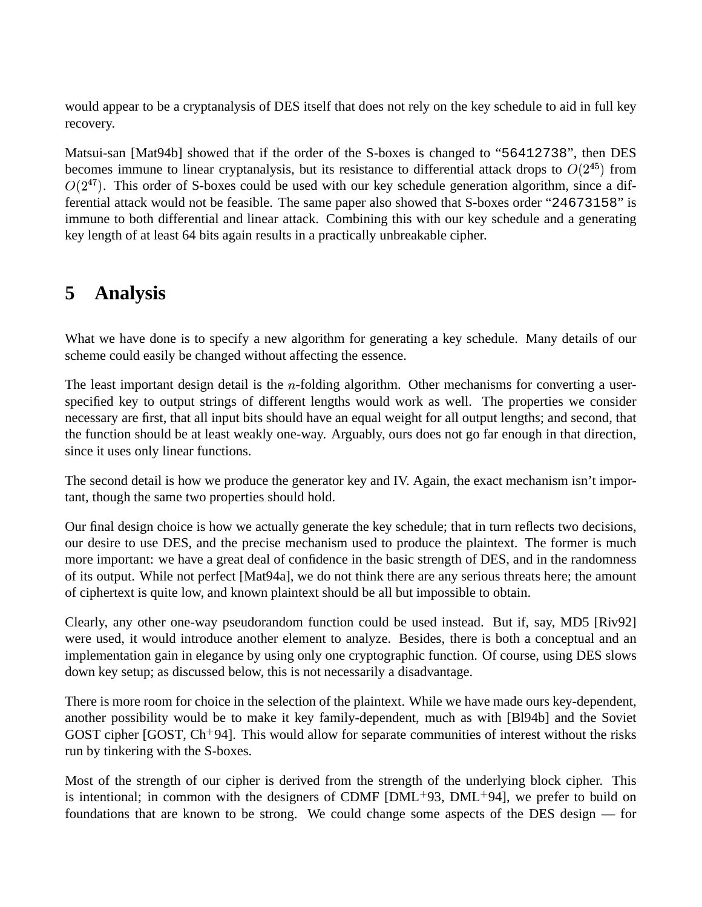would appear to be a cryptanalysis of DES itself that does not rely on the key schedule to aid in full key recovery.

Matsui-san [Mat94b] showed that if the order of the S-boxes is changed to "56412738", then DES becomes immune to linear cryptanalysis, but its resistance to differential attack drops to $O(2^{45})$ from $O(2^{47})$. This order of S-boxes could be used with our key schedule generation algorithm, since a differential attack would not be feasible. The same paper also showed that S-boxes order "24673158" is immune to both differential and linear attack. Combining this with our key schedule and a generating key length of at least 64 bits again results in a practically unbreakable cipher.

# 5 Analysis

What we have done is to specify a new algorithm for generating a key schedule. Many details of our scheme could easily be changed without affecting the essence.

The least important design detail is the $n$-folding algorithm. Other mechanisms for converting a user-specified key to output strings of different lengths would work as well. The properties we consider necessary are first, that all input bits should have an equal weight for all output lengths; and second, that the function should be at least weakly one-way. Arguably, ours does not go far enough in that direction, since it uses only linear functions.

The second detail is how we produce the generator key and IV. Again, the exact mechanism isn't important, though the same two properties should hold.

Our final design choice is how we actually generate the key schedule; that in turn reflects two decisions, our desire to use DES, and the precise mechanism used to produce the plaintext. The former is much more important: we have a great deal of confidence in the basic strength of DES, and in the randomness of its output. While not perfect [Mat94a], we do not think there are any serious threats here; the amount of ciphertext is quite low, and known plaintext should be all but impossible to obtain.

Clearly, any other one-way pseudorandom function could be used instead. But if, say, MD5 [Riv92] were used, it would introduce another element to analyze. Besides, there is both a conceptual and an implementation gain in elegance by using only one cryptographic function. Of course, using DES slows down key setup; as discussed below, this is not necessarily a disadvantage.

There is more room for choice in the selection of the plaintext. While we have made ours key-dependent, another possibility would be to make it key family-dependent, much as with [Bl94b] and the Soviet GOST cipher [GOST, Ch+94]. This would allow for separate communities of interest without the risks run by tinkering with the S-boxes.

Most of the strength of our cipher is derived from the strength of the underlying block cipher. This is intentional; in common with the designers of CDMF [DML+93, DML+94], we prefer to build on foundations that are known to be strong. We could change some aspects of the DES design — for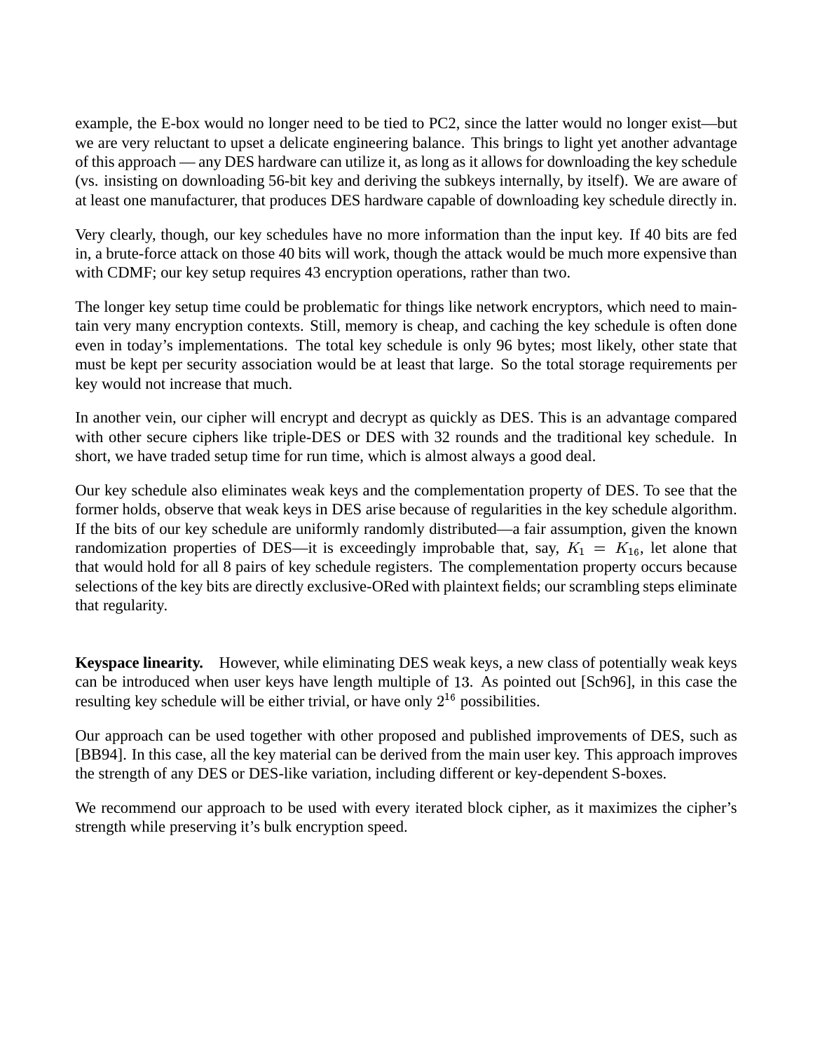example, the E-box would no longer need to be tied to PC2, since the latter would no longer exist—but we are very reluctant to upset a delicate engineering balance. This brings to light yet another advantage of this approach — any DES hardware can utilize it, as long as it allows for downloading the key schedule (vs. insisting on downloading 56-bit key and deriving the subkeys internally, by itself). We are aware of at least one manufacturer, that produces DES hardware capable of downloading key schedule directly in.

Very clearly, though, our key schedules have no more information than the input key. If 40 bits are fed in, a brute-force attack on those 40 bits will work, though the attack would be much more expensive than with CDMF; our key setup requires 43 encryption operations, rather than two.

The longer key setup time could be problematic for things like network encryptors, which need to maintain very many encryption contexts. Still, memory is cheap, and caching the key schedule is often done even in today's implementations. The total key schedule is only 96 bytes; most likely, other state that must be kept per security association would be at least that large. So the total storage requirements per key would not increase that much.

In another vein, our cipher will encrypt and decrypt as quickly as DES. This is an advantage compared with other secure ciphers like triple-DES or DES with 32 rounds and the traditional key schedule. In short, we have traded setup time for run time, which is almost always a good deal.

Our key schedule also eliminates weak keys and the complementation property of DES. To see that the former holds, observe that weak keys in DES arise because of regularities in the key schedule algorithm. If the bits of our key schedule are uniformly randomly distributed—a fair assumption, given the known randomization properties of DES—it is exceedingly improbable that, say, $K_1 = K_{16}$, let alone that that would hold for all 8 pairs of key schedule registers. The complementation property occurs because selections of the key bits are directly exclusive-ORed with plaintext fields; our scrambling steps eliminate that regularity.

**Keyspace linearity.** However, while eliminating DES weak keys, a new class of potentially weak keys can be introduced when user keys have length multiple of $13$. As pointed out [Sch96], in this case the resulting key schedule will be either trivial, or have only $2^{16}$ possibilities.

Our approach can be used together with other proposed and published improvements of DES, such as [BB94]. In this case, all the key material can be derived from the main user key. This approach improves the strength of any DES or DES-like variation, including different or key-dependent S-boxes.

We recommend our approach to be used with every iterated block cipher, as it maximizes the cipher's strength while preserving it's bulk encryption speed.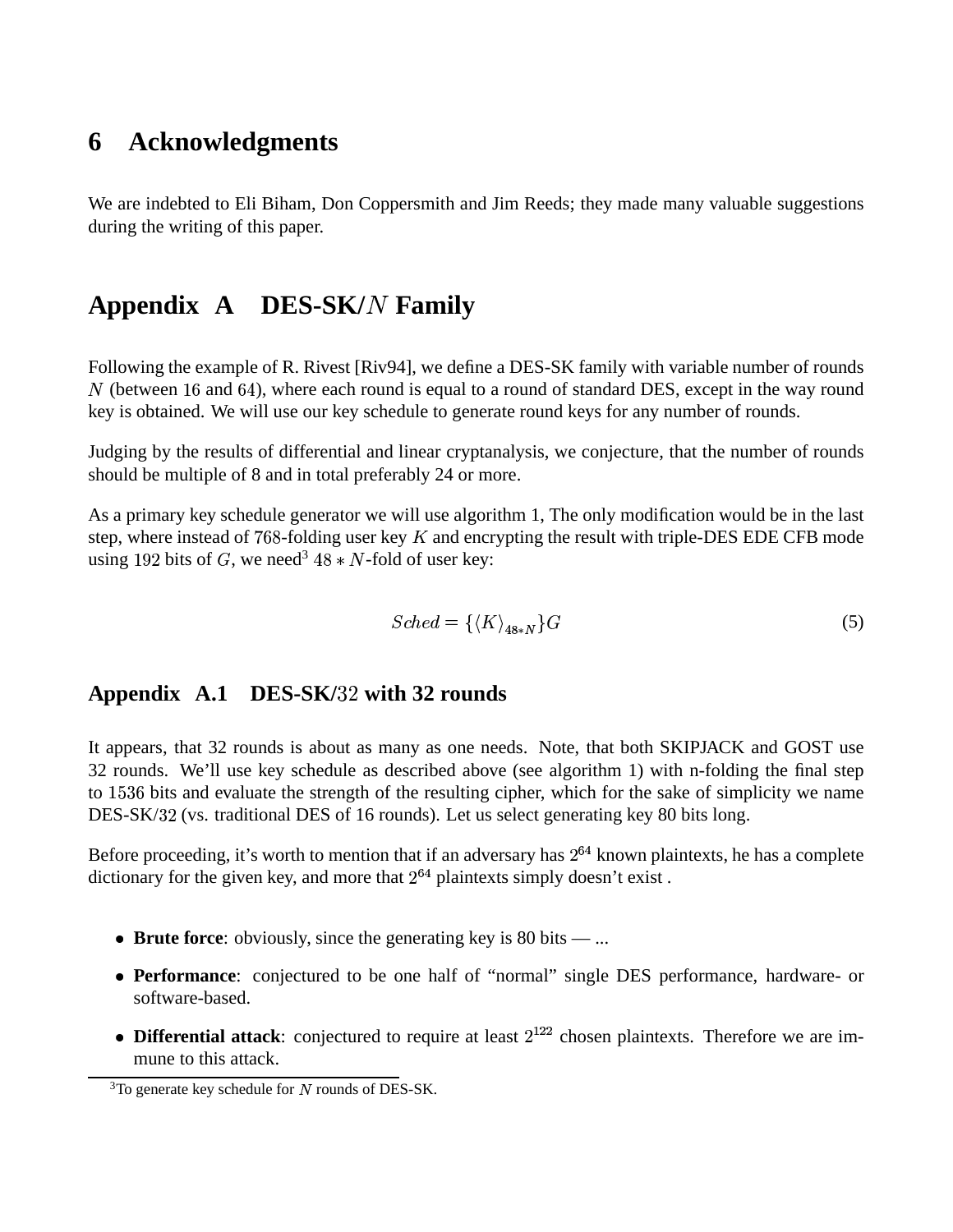## 6 Acknowledgments

We are indebted to Eli Biham, Don Coppersmith and Jim Reeds; they made many valuable suggestions during the writing of this paper.

## Appendix A DES-SK/$N$ Family

Following the example of R. Rivest [Riv94], we define a DES-SK family with variable number of rounds $N$ (between $16$ and $64$), where each round is equal to a round of standard DES, except in the way round key is obtained. We will use our key schedule to generate round keys for any number of rounds.

Judging by the results of differential and linear cryptanalysis, we conjecture, that the number of rounds should be multiple of 8 and in total preferably 24 or more.

As a primary key schedule generator we will use algorithm 1, The only modification would be in the last step, where instead of $768$-folding user key $K$ and encrypting the result with triple-DES EDE CFB mode using $192$ bits of $G$, we need[3] $48 * N$-fold of user key:

$$Sched = \{\langle K \rangle_{48*N}\}G \tag{5}$$

### Appendix A.1 DES-SK/$32$ with 32 rounds

It appears, that 32 rounds is about as many as one needs. Note, that both SKIPJACK and GOST use 32 rounds. We'll use key schedule as described above (see algorithm 1) with n-folding the final step to $1536$ bits and evaluate the strength of the resulting cipher, which for the sake of simplicity we name DES-SK/$32$ (vs. traditional DES of 16 rounds). Let us select generating key 80 bits long.

Before proceeding, it's worth to mention that if an adversary has $2^{64}$ known plaintexts, he has a complete dictionary for the given key, and more that $2^{64}$ plaintexts simply doesn't exist .

- **Brute force**: obviously, since the generating key is 80 bits — ...
- **Performance**: conjectured to be one half of "normal" single DES performance, hardware- or software-based.
- **Differential attack**: conjectured to require at least $2^{122}$ chosen plaintexts. Therefore we are immune to this attack.

[3] To generate key schedule for $N$ rounds of DES-SK.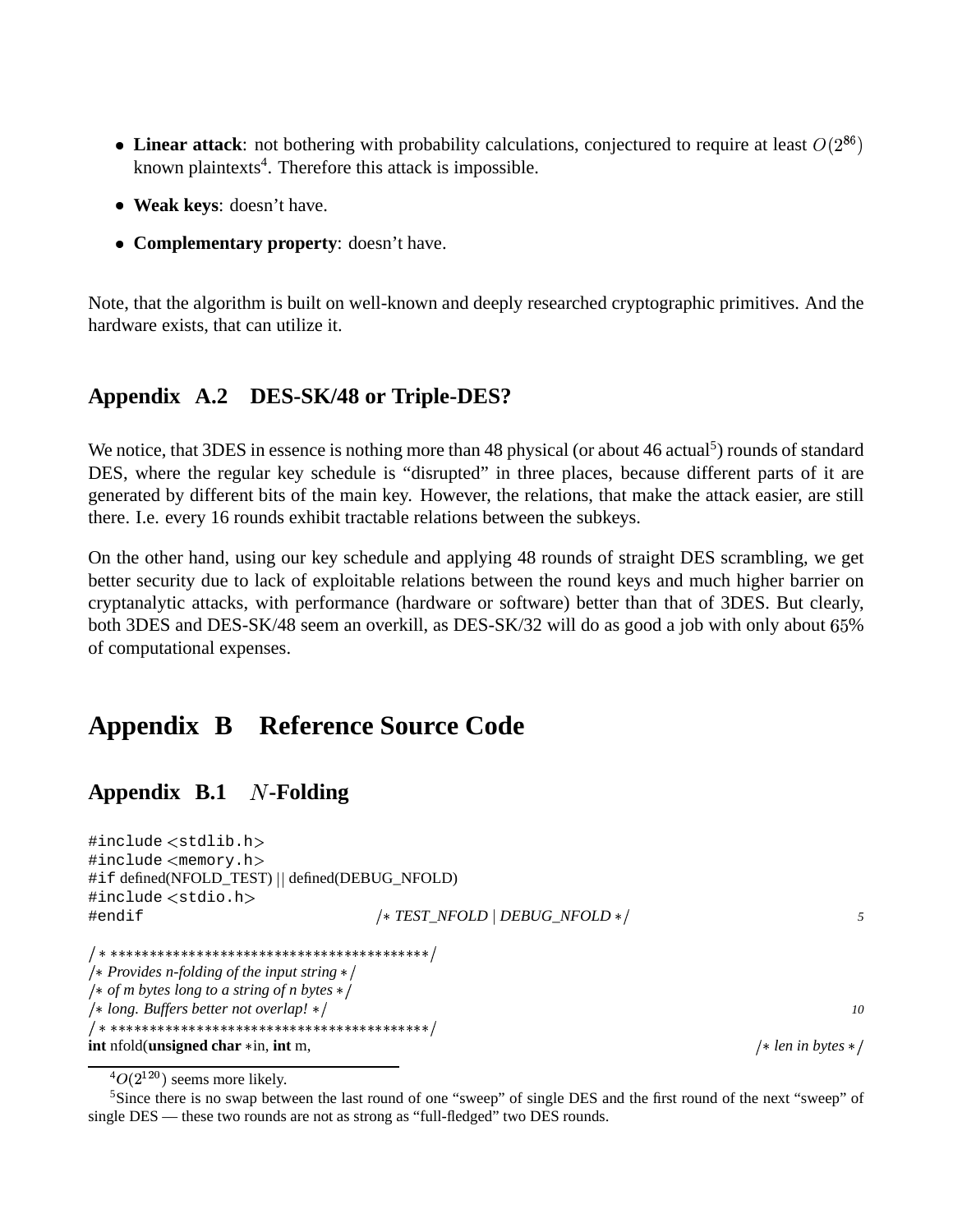- **Linear attack**: not bothering with probability calculations, conjectured to require at least $O(2^{86})$ known plaintexts[4]. Therefore this attack is impossible.
- **Weak keys**: doesn't have.
- **Complementary property**: doesn't have.

Note, that the algorithm is built on well-known and deeply researched cryptographic primitives. And the hardware exists, that can utilize it.

### Appendix A.2 DES-SK/48 or Triple-DES?

We notice, that 3DES in essence is nothing more than 48 physical (or about 46 actual[5]) rounds of standard DES, where the regular key schedule is "disrupted" in three places, because different parts of it are generated by different bits of the main key. However, the relations, that make the attack easier, are still there. I.e. every 16 rounds exhibit tractable relations between the subkeys.

On the other hand, using our key schedule and applying 48 rounds of straight DES scrambling, we get better security due to lack of exploitable relations between the round keys and much higher barrier on cryptanalytic attacks, with performance (hardware or software) better than that of 3DES. But clearly, both 3DES and DES-SK/48 seem an overkill, as DES-SK/32 will do as good a job with only about 65% of computational expenses.

## Appendix B Reference Source Code

### Appendix B.1 $N$-Folding

```
#include <stdlib.h>
#include <memory.h>
#if defined(NFOLD_TEST) || defined(DEBUG_NFOLD)
#include <stdio.h>
#endif                          /* TEST_NFOLD | DEBUG_NFOLD */                  5

/****************************************/
/* Provides n-folding of the input string */
/* of m bytes long to a string of n bytes */
/* long. Buffers better not overlap! */                                         10
/****************************************/
int nfold(unsigned char *in, int m,                                 /* len in bytes */
```

[4] $O(2^{120})$ seems more likely.

[5] Since there is no swap between the last round of one "sweep" of single DES and the first round of the next "sweep" of single DES — these two rounds are not as strong as "full-fledged" two DES rounds.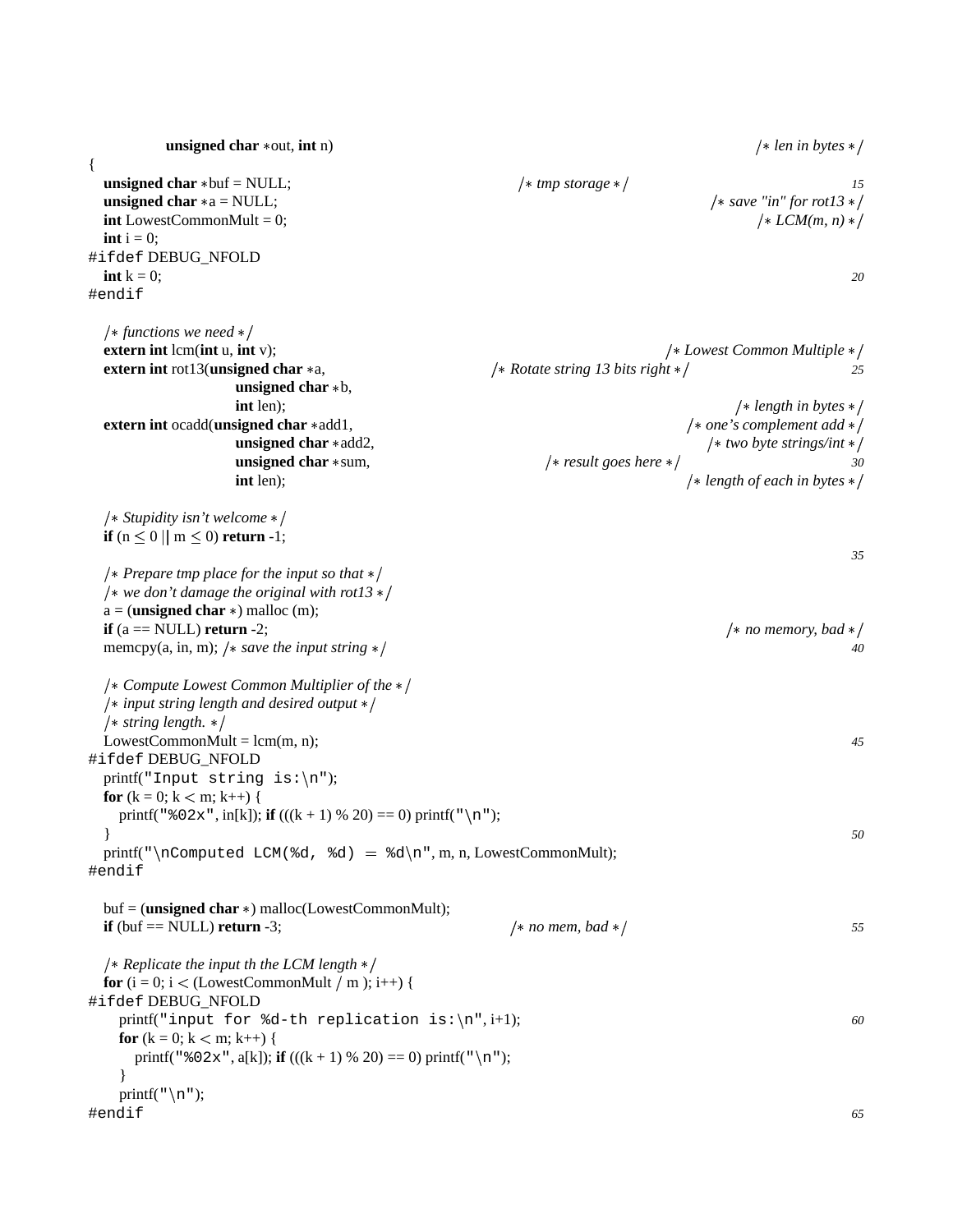```c
        unsigned char *out, int n)                          /* len in bytes */
{
    unsigned char *buf = NULL;                /* tmp storage */                  15
    unsigned char *a = NULL;                                  /* save "in" for rot13 */
    int LowestCommonMult = 0;                                     /* LCM(m, n) */
    int i = 0;
#ifdef DEBUG_NFOLD
    int k = 0;                                                                   20
#endif

    /* functions we need */
    extern int lcm(int u, int v);                           /* Lowest Common Multiple */
    extern int rot13(unsigned char *a,              /* Rotate string 13 bits right */     25
                     unsigned char *b,
                     int len);                                    /* length in bytes */
    extern int ocadd(unsigned char *add1,                 /* one's complement add */
                     unsigned char *add2,                     /* two byte strings/int */
                     unsigned char *sum,               /* result goes here */           30
                     int len);                            /* length of each in bytes */

    /* Stupidity isn't welcome */
    if (n <= 0 || m <= 0) return -1;
                                                                                 35
    /* Prepare tmp place for the input so that */
    /* we don't damage the original with rot13 */
    a = (unsigned char *) malloc (m);
    if (a == NULL) return -2;                                  /* no memory, bad */
    memcpy(a, in, m); /* save the input string */                                40

    /* Compute Lowest Common Multiplier of the */
    /* input string length and desired output */
    /* string length. */
    LowestCommonMult = lcm(m, n);                                                45
#ifdef DEBUG_NFOLD
    printf("Input string is:\n");
    for (k = 0; k < m; k++) {
        printf("%02x", in[k]); if (((k + 1) % 20) == 0) printf("\n");
    }                                                                            50
    printf("\nComputed LCM(%d, %d) = %d\n", m, n, LowestCommonMult);
#endif

    buf = (unsigned char *) malloc(LowestCommonMult);
    if (buf == NULL) return -3;                        /* no mem, bad */          55

    /* Replicate the input th the LCM length */
    for (i = 0; i < (LowestCommonMult / m ); i++) {
#ifdef DEBUG_NFOLD
        printf("input for %d-th replication is:\n", i+1);                        60
        for (k = 0; k < m; k++) {
            printf("%02x", a[k]); if (((k + 1) % 20) == 0) printf("\n");
        }
        printf("\n");
#endif                                                                           65
```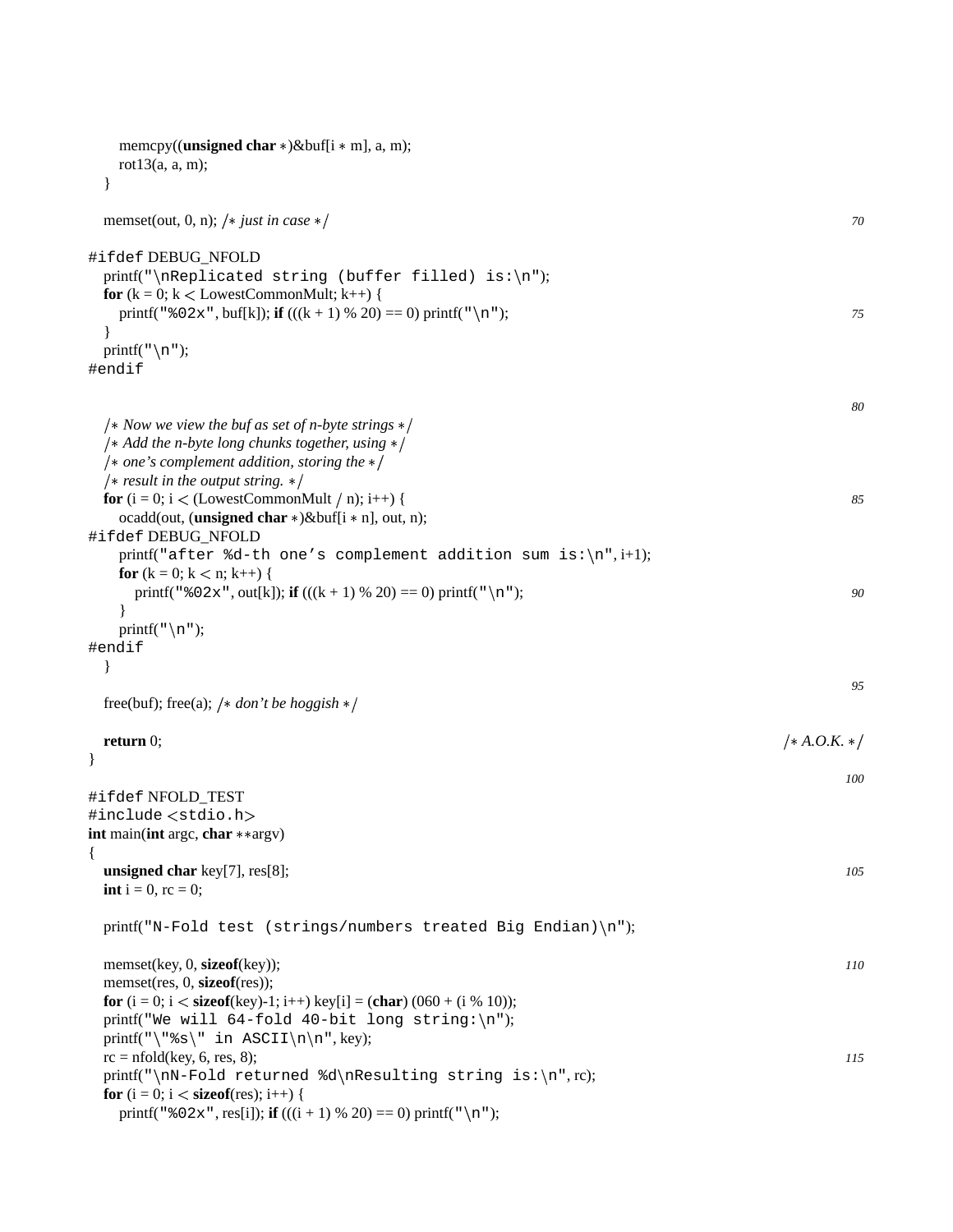```c
        memcpy((unsigned char *)&buf[i * m], a, m);
        rot13(a, a, m);
    }

    memset(out, 0, n); /* just in case */

#ifdef DEBUG_NFOLD
    printf("\nReplicated string (buffer filled) is:\n");
    for (k = 0; k < LowestCommonMult; k++) {
        printf("%02x", buf[k]); if (((k + 1) % 20) == 0) printf("\n");
    }
    printf("\n");
#endif


    /* Now we view the buf as set of n-byte strings */
    /* Add the n-byte long chunks together, using */
    /* one's complement addition, storing the */
    /* result in the output string. */
    for (i = 0; i < (LowestCommonMult / n); i++) {
        ocadd(out, (unsigned char *)&buf[i * n], out, n);
#ifdef DEBUG_NFOLD
        printf("after %d-th one's complement addition sum is:\n", i+1);
        for (k = 0; k < n; k++) {
            printf("%02x", out[k]); if (((k + 1) % 20) == 0) printf("\n");
        }
        printf("\n");
#endif
    }

    free(buf); free(a); /* don't be hoggish */

    return 0;                                                    /* A.O.K. */
}

#ifdef NFOLD_TEST
#include <stdio.h>
int main(int argc, char **argv)
{
    unsigned char key[7], res[8];
    int i = 0, rc = 0;

    printf("N-Fold test (strings/numbers treated Big Endian)\n");

    memset(key, 0, sizeof(key));
    memset(res, 0, sizeof(res));
    for (i = 0; i < sizeof(key)-1; i++) key[i] = (char) (060 + (i % 10));
    printf("We will 64-fold 40-bit long string:\n");
    printf("\"%s\" in ASCII\n\n", key);
    rc = nfold(key, 6, res, 8);
    printf("\nN-Fold returned %d\nResulting string is:\n", rc);
    for (i = 0; i < sizeof(res); i++) {
        printf("%02x", res[i]); if (((i + 1) % 20) == 0) printf("\n");
```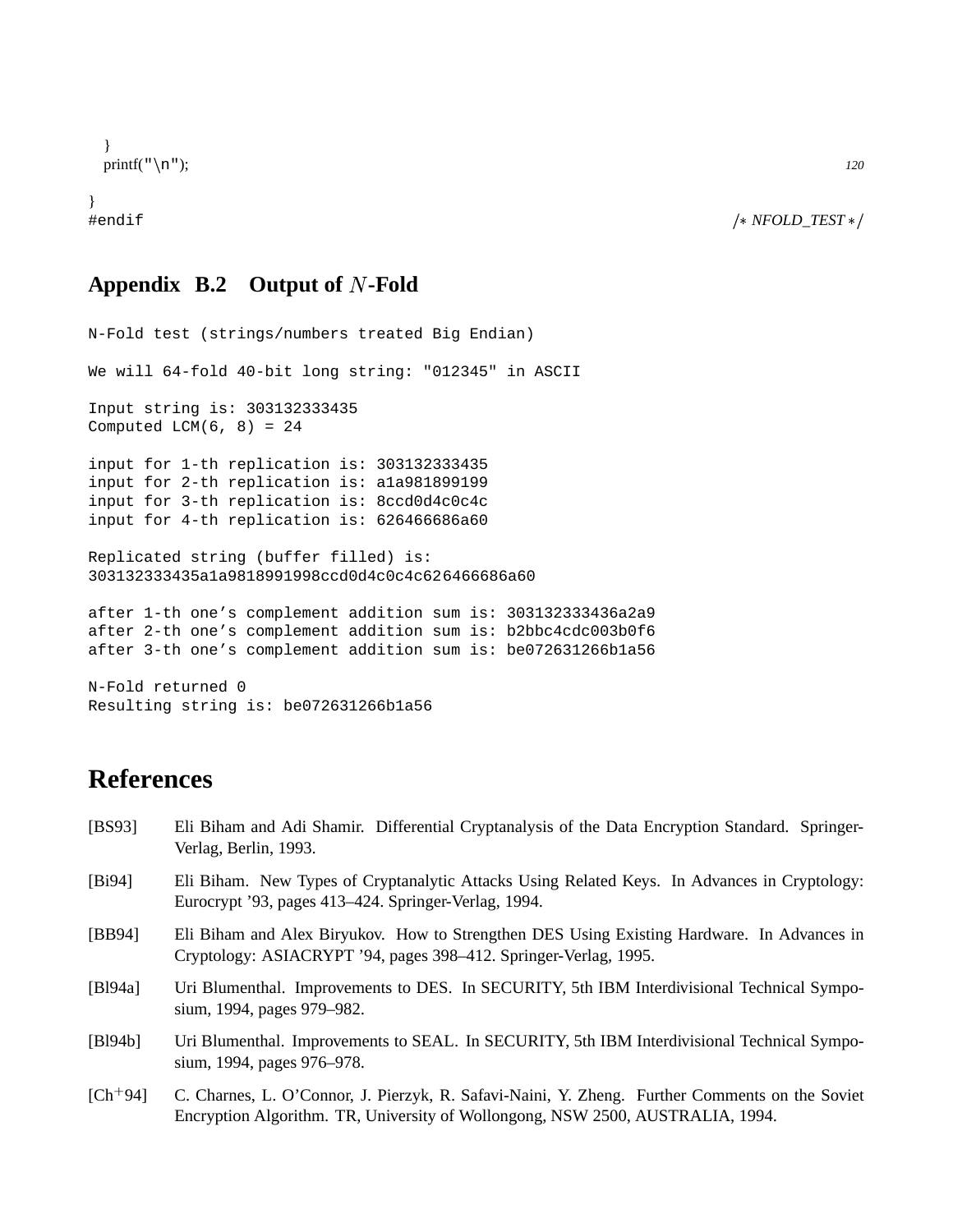```
  }
  printf("\n");                                                    120
}
#endif                                                  /* NFOLD_TEST */
```

## Appendix B.2 Output of $N$-Fold

```
N-Fold test (strings/numbers treated Big Endian)

We will 64-fold 40-bit long string: "012345" in ASCII

Input string is: 303132333435
Computed LCM(6, 8) = 24

input for 1-th replication is: 303132333435
input for 2-th replication is: a1a981899199
input for 3-th replication is: 8ccd0d4c0c4c
input for 4-th replication is: 626466686a60

Replicated string (buffer filled) is:
303132333435a1a9818991998ccd0d4c0c4c626466686a60

after 1-th one's complement addition sum is: 303132333436a2a9
after 2-th one's complement addition sum is: b2bbc4cdc003b0f6
after 3-th one's complement addition sum is: be072631266b1a56

N-Fold returned 0
Resulting string is: be072631266b1a56
```

# References

[BS93] Eli Biham and Adi Shamir. Differential Cryptanalysis of the Data Encryption Standard. Springer-Verlag, Berlin, 1993.

[Bi94] Eli Biham. New Types of Cryptanalytic Attacks Using Related Keys. In Advances in Cryptology: Eurocrypt '93, pages 413–424. Springer-Verlag, 1994.

[BB94] Eli Biham and Alex Biryukov. How to Strengthen DES Using Existing Hardware. In Advances in Cryptology: ASIACRYPT '94, pages 398–412. Springer-Verlag, 1995.

[Bl94a] Uri Blumenthal. Improvements to DES. In SECURITY, 5th IBM Interdivisional Technical Symposium, 1994, pages 979–982.

[Bl94b] Uri Blumenthal. Improvements to SEAL. In SECURITY, 5th IBM Interdivisional Technical Symposium, 1994, pages 976–978.

[Ch$^{+}$94] C. Charnes, L. O'Connor, J. Pierzyk, R. Safavi-Naini, Y. Zheng. Further Comments on the Soviet Encryption Algorithm. TR, University of Wollongong, NSW 2500, AUSTRALIA, 1994.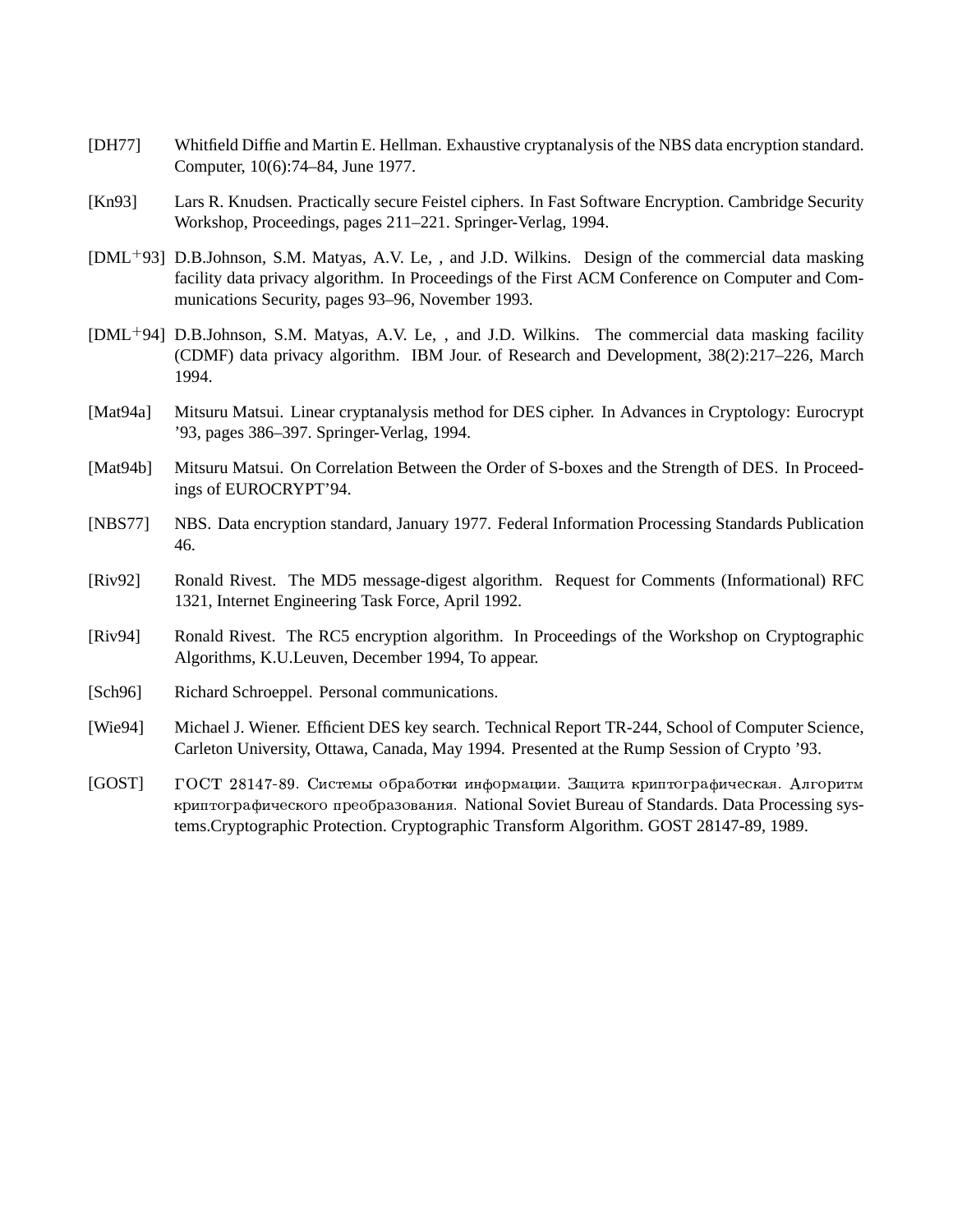[DH77] Whitfield Diffie and Martin E. Hellman. Exhaustive cryptanalysis of the NBS data encryption standard. Computer, 10(6):74–84, June 1977.

[Kn93] Lars R. Knudsen. Practically secure Feistel ciphers. In Fast Software Encryption. Cambridge Security Workshop, Proceedings, pages 211–221. Springer-Verlag, 1994.

[DML+93] D.B.Johnson, S.M. Matyas, A.V. Le, , and J.D. Wilkins. Design of the commercial data masking facility data privacy algorithm. In Proceedings of the First ACM Conference on Computer and Communications Security, pages 93–96, November 1993.

[DML+94] D.B.Johnson, S.M. Matyas, A.V. Le, , and J.D. Wilkins. The commercial data masking facility (CDMF) data privacy algorithm. IBM Jour. of Research and Development, 38(2):217–226, March 1994.

[Mat94a] Mitsuru Matsui. Linear cryptanalysis method for DES cipher. In Advances in Cryptology: Eurocrypt '93, pages 386–397. Springer-Verlag, 1994.

[Mat94b] Mitsuru Matsui. On Correlation Between the Order of S-boxes and the Strength of DES. In Proceedings of EUROCRYPT'94.

[NBS77] NBS. Data encryption standard, January 1977. Federal Information Processing Standards Publication 46.

[Riv92] Ronald Rivest. The MD5 message-digest algorithm. Request for Comments (Informational) RFC 1321, Internet Engineering Task Force, April 1992.

[Riv94] Ronald Rivest. The RC5 encryption algorithm. In Proceedings of the Workshop on Cryptographic Algorithms, K.U.Leuven, December 1994, To appear.

[Sch96] Richard Schroeppel. Personal communications.

[Wie94] Michael J. Wiener. Efficient DES key search. Technical Report TR-244, School of Computer Science, Carleton University, Ottawa, Canada, May 1994. Presented at the Rump Session of Crypto '93.

[GOST] ГОСТ 28147-89. Системы обработки информации. Защита криптографическая. Алгоритм криптографического преобразования. National Soviet Bureau of Standards. Data Processing systems.Cryptographic Protection. Cryptographic Transform Algorithm. GOST 28147-89, 1989.